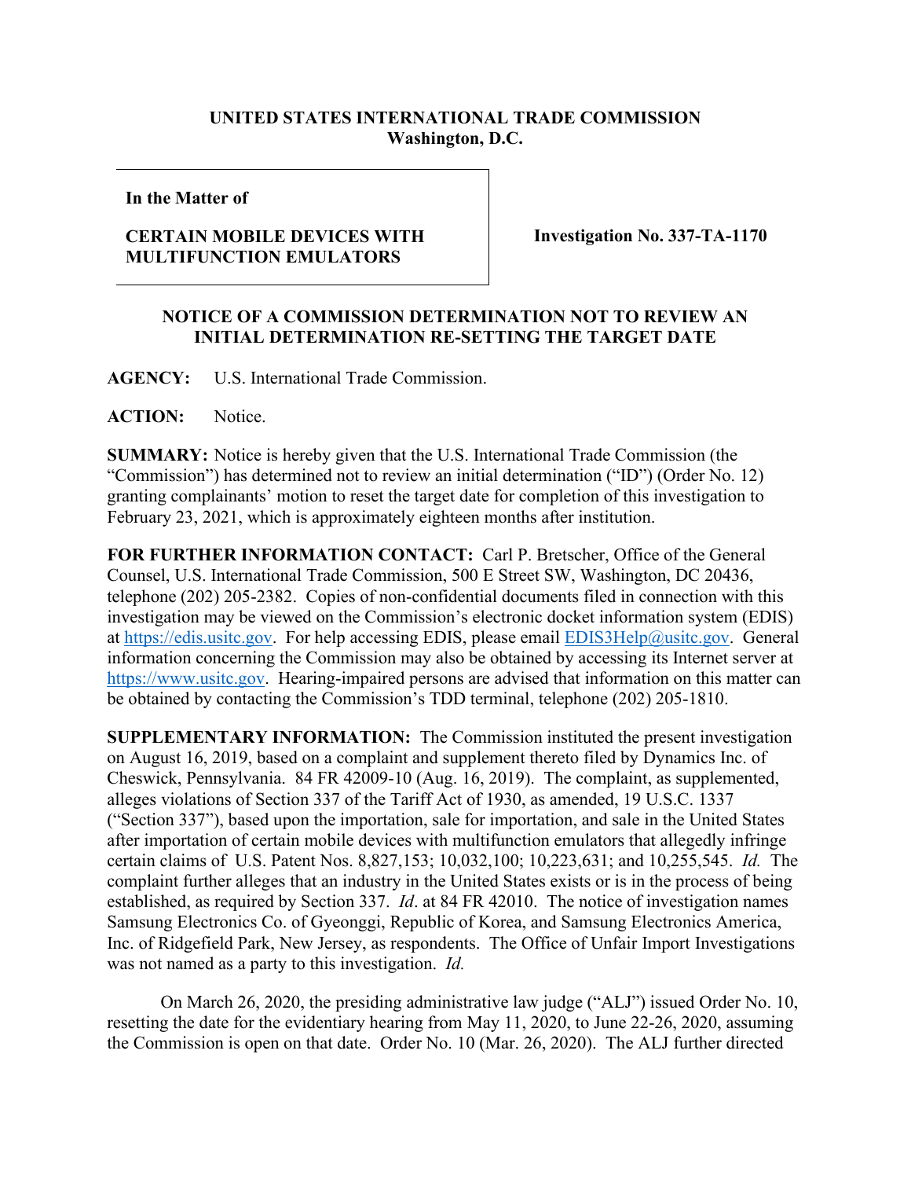**UNITED STATES INTERNATIONAL TRADE COMMISSION**
**Washington, D.C.**

| **In the Matter of**<br><br>**CERTAIN MOBILE DEVICES WITH MULTIFUNCTION EMULATORS** | **Investigation No. 337-TA-1170** |
| --- | --- |

**NOTICE OF A COMMISSION DETERMINATION NOT TO REVIEW AN INITIAL DETERMINATION RE-SETTING THE TARGET DATE**

**AGENCY:** U.S. International Trade Commission.

**ACTION:** Notice.

**SUMMARY:** Notice is hereby given that the U.S. International Trade Commission (the "Commission") has determined not to review an initial determination ("ID") (Order No. 12) granting complainants' motion to reset the target date for completion of this investigation to February 23, 2021, which is approximately eighteen months after institution.

**FOR FURTHER INFORMATION CONTACT:** Carl P. Bretscher, Office of the General Counsel, U.S. International Trade Commission, 500 E Street SW, Washington, DC 20436, telephone (202) 205-2382. Copies of non-confidential documents filed in connection with this investigation may be viewed on the Commission's electronic docket information system (EDIS) at https://edis.usitc.gov. For help accessing EDIS, please email EDIS3Help@usitc.gov. General information concerning the Commission may also be obtained by accessing its Internet server at https://www.usitc.gov. Hearing-impaired persons are advised that information on this matter can be obtained by contacting the Commission's TDD terminal, telephone (202) 205-1810.

**SUPPLEMENTARY INFORMATION:** The Commission instituted the present investigation on August 16, 2019, based on a complaint and supplement thereto filed by Dynamics Inc. of Cheswick, Pennsylvania. 84 FR 42009-10 (Aug. 16, 2019). The complaint, as supplemented, alleges violations of Section 337 of the Tariff Act of 1930, as amended, 19 U.S.C. 1337 ("Section 337"), based upon the importation, sale for importation, and sale in the United States after importation of certain mobile devices with multifunction emulators that allegedly infringe certain claims of U.S. Patent Nos. 8,827,153; 10,032,100; 10,223,631; and 10,255,545. *Id.* The complaint further alleges that an industry in the United States exists or is in the process of being established, as required by Section 337. *Id*. at 84 FR 42010. The notice of investigation names Samsung Electronics Co. of Gyeonggi, Republic of Korea, and Samsung Electronics America, Inc. of Ridgefield Park, New Jersey, as respondents. The Office of Unfair Import Investigations was not named as a party to this investigation. *Id.*

On March 26, 2020, the presiding administrative law judge ("ALJ") issued Order No. 10, resetting the date for the evidentiary hearing from May 11, 2020, to June 22-26, 2020, assuming the Commission is open on that date. Order No. 10 (Mar. 26, 2020). The ALJ further directed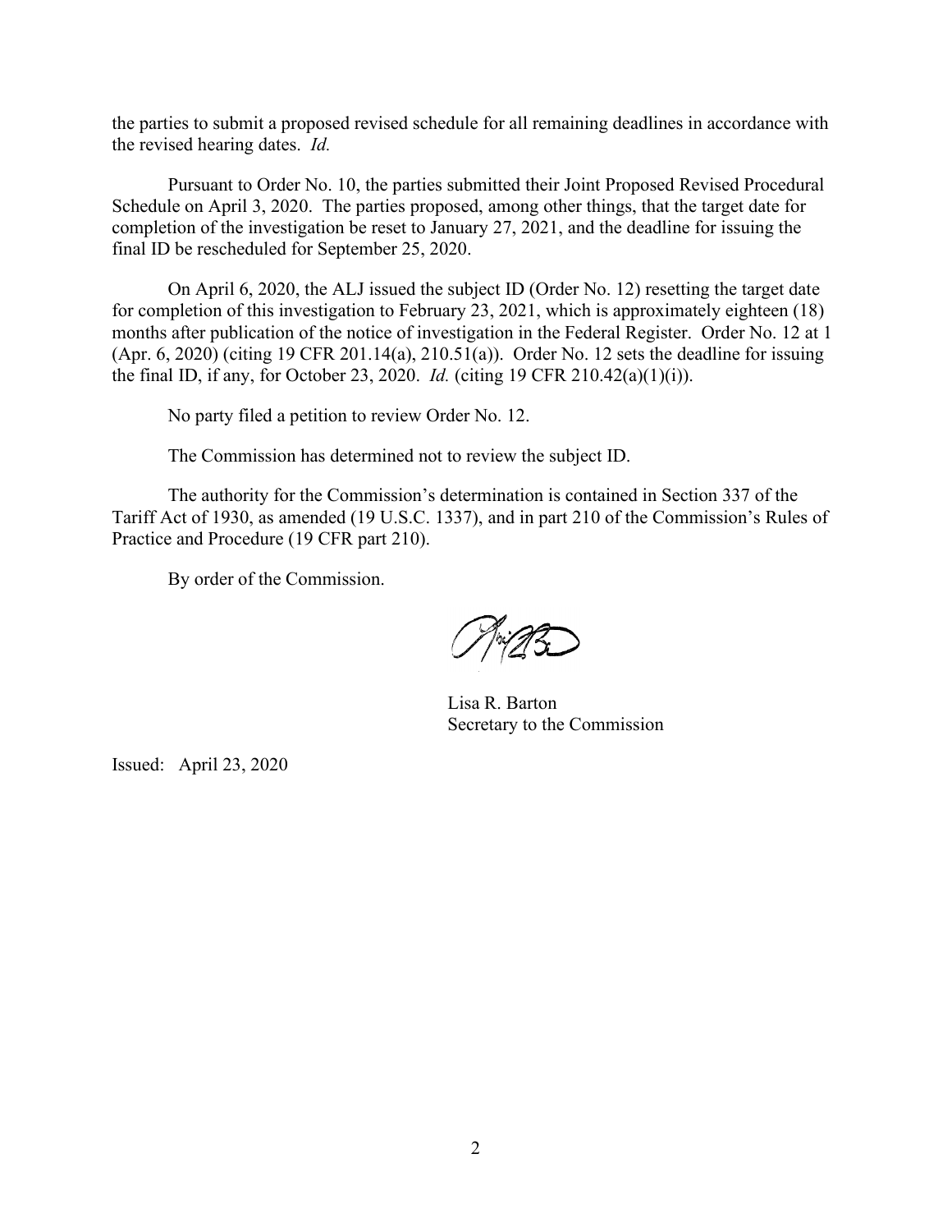the parties to submit a proposed revised schedule for all remaining deadlines in accordance with the revised hearing dates. *Id.*

Pursuant to Order No. 10, the parties submitted their Joint Proposed Revised Procedural Schedule on April 3, 2020. The parties proposed, among other things, that the target date for completion of the investigation be reset to January 27, 2021, and the deadline for issuing the final ID be rescheduled for September 25, 2020.

On April 6, 2020, the ALJ issued the subject ID (Order No. 12) resetting the target date for completion of this investigation to February 23, 2021, which is approximately eighteen (18) months after publication of the notice of investigation in the Federal Register. Order No. 12 at 1 (Apr. 6, 2020) (citing 19 CFR 201.14(a), 210.51(a)). Order No. 12 sets the deadline for issuing the final ID, if any, for October 23, 2020. *Id.* (citing 19 CFR 210.42(a)(1)(i)).

No party filed a petition to review Order No. 12.

The Commission has determined not to review the subject ID.

The authority for the Commission's determination is contained in Section 337 of the Tariff Act of 1930, as amended (19 U.S.C. 1337), and in part 210 of the Commission's Rules of Practice and Procedure (19 CFR part 210).

By order of the Commission.

Lisa R. Barton
Secretary to the Commission

Issued: April 23, 2020